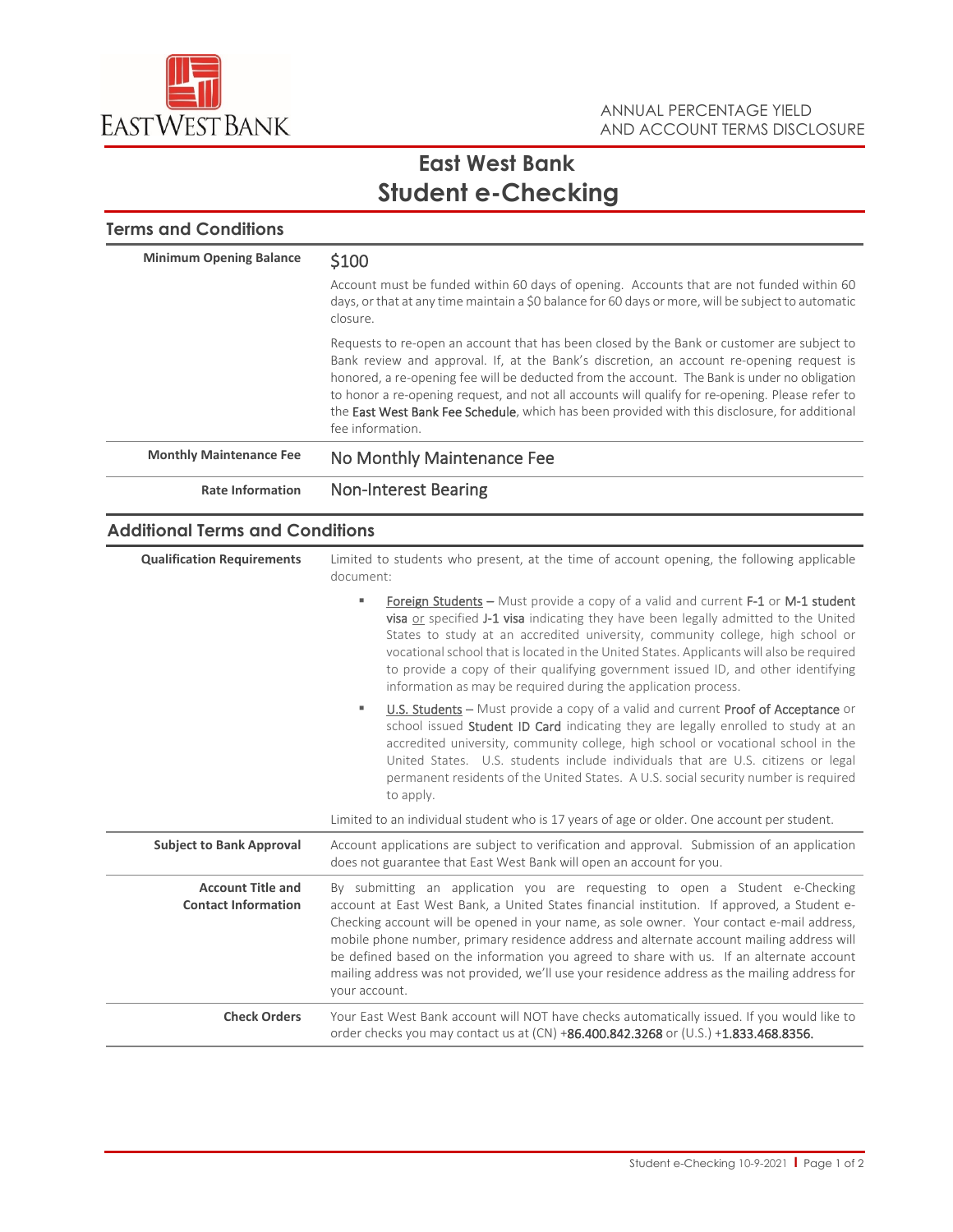ANNUAL PERCENTAGE YIELD
AND ACCOUNT TERMS DISCLOSURE

# East West Bank
# Student e-Checking

## Terms and Conditions

| | |
|---|---|
| **Minimum Opening Balance** | $100<br><br>Account must be funded within 60 days of opening. Accounts that are not funded within 60 days, or that at any time maintain a $0 balance for 60 days or more, will be subject to automatic closure.<br><br>Requests to re-open an account that has been closed by the Bank or customer are subject to Bank review and approval. If, at the Bank's discretion, an account re-opening request is honored, a re-opening fee will be deducted from the account. The Bank is under no obligation to honor a re-opening request, and not all accounts will qualify for re-opening. Please refer to the East West Bank Fee Schedule, which has been provided with this disclosure, for additional fee information. |
| **Monthly Maintenance Fee** | No Monthly Maintenance Fee |
| **Rate Information** | Non-Interest Bearing |

## Additional Terms and Conditions

| | |
|---|---|
| **Qualification Requirements** | Limited to students who present, at the time of account opening, the following applicable document:<br><br>▪ Foreign Students – Must provide a copy of a valid and current F-1 or M-1 student visa or specified J-1 visa indicating they have been legally admitted to the United States to study at an accredited university, community college, high school or vocational school that is located in the United States. Applicants will also be required to provide a copy of their qualifying government issued ID, and other identifying information as may be required during the application process.<br><br>▪ U.S. Students – Must provide a copy of a valid and current Proof of Acceptance or school issued Student ID Card indicating they are legally enrolled to study at an accredited university, community college, high school or vocational school in the United States. U.S. students include individuals that are U.S. citizens or legal permanent residents of the United States. A U.S. social security number is required to apply.<br><br>Limited to an individual student who is 17 years of age or older. One account per student. |
| **Subject to Bank Approval** | Account applications are subject to verification and approval. Submission of an application does not guarantee that East West Bank will open an account for you. |
| **Account Title and Contact Information** | By submitting an application you are requesting to open a Student e-Checking account at East West Bank, a United States financial institution. If approved, a Student e-Checking account will be opened in your name, as sole owner. Your contact e-mail address, mobile phone number, primary residence address and alternate account mailing address will be defined based on the information you agreed to share with us. If an alternate account mailing address was not provided, we'll use your residence address as the mailing address for your account. |
| **Check Orders** | Your East West Bank account will NOT have checks automatically issued. If you would like to order checks you may contact us at (CN) +86.400.842.3268 or (U.S.) +1.833.468.8356. |

Student e-Checking 10-9-2021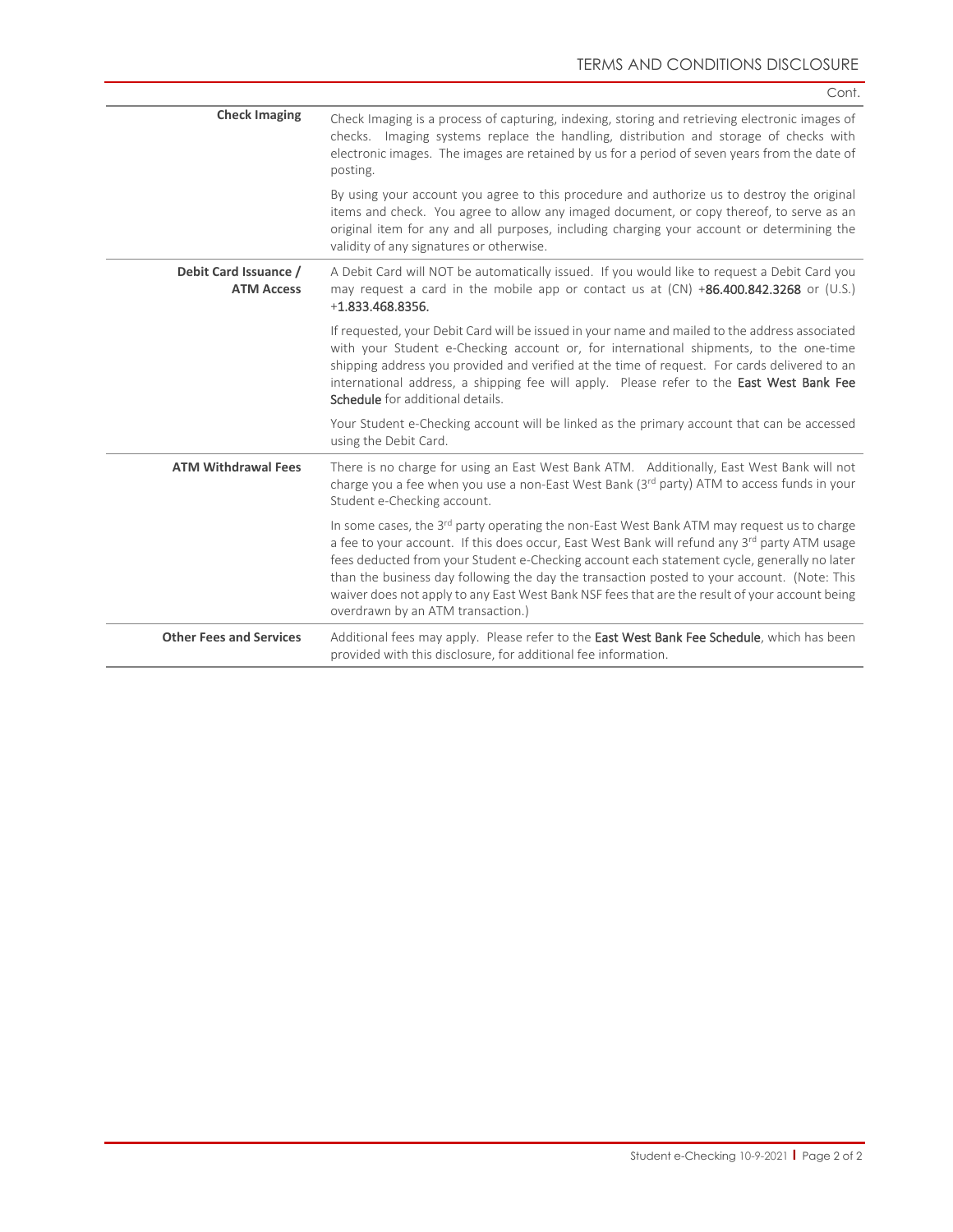Cont.

| | |
|---|---|
| **Check Imaging** | Check Imaging is a process of capturing, indexing, storing and retrieving electronic images of checks. Imaging systems replace the handling, distribution and storage of checks with electronic images. The images are retained by us for a period of seven years from the date of posting.<br><br>By using your account you agree to this procedure and authorize us to destroy the original items and check. You agree to allow any imaged document, or copy thereof, to serve as an original item for any and all purposes, including charging your account or determining the validity of any signatures or otherwise. |
| **Debit Card Issuance / ATM Access** | A Debit Card will NOT be automatically issued. If you would like to request a Debit Card you may request a card in the mobile app or contact us at (CN) +86.400.842.3268 or (U.S.) +1.833.468.8356.<br><br>If requested, your Debit Card will be issued in your name and mailed to the address associated with your Student e-Checking account or, for international shipments, to the one-time shipping address you provided and verified at the time of request. For cards delivered to an international address, a shipping fee will apply. Please refer to the East West Bank Fee Schedule for additional details.<br><br>Your Student e-Checking account will be linked as the primary account that can be accessed using the Debit Card. |
| **ATM Withdrawal Fees** | There is no charge for using an East West Bank ATM. Additionally, East West Bank will not charge you a fee when you use a non-East West Bank (3rd party) ATM to access funds in your Student e-Checking account.<br><br>In some cases, the 3rd party operating the non-East West Bank ATM may request us to charge a fee to your account. If this does occur, East West Bank will refund any 3rd party ATM usage fees deducted from your Student e-Checking account each statement cycle, generally no later than the business day following the day the transaction posted to your account. (Note: This waiver does not apply to any East West Bank NSF fees that are the result of your account being overdrawn by an ATM transaction.) |
| **Other Fees and Services** | Additional fees may apply. Please refer to the East West Bank Fee Schedule, which has been provided with this disclosure, for additional fee information. |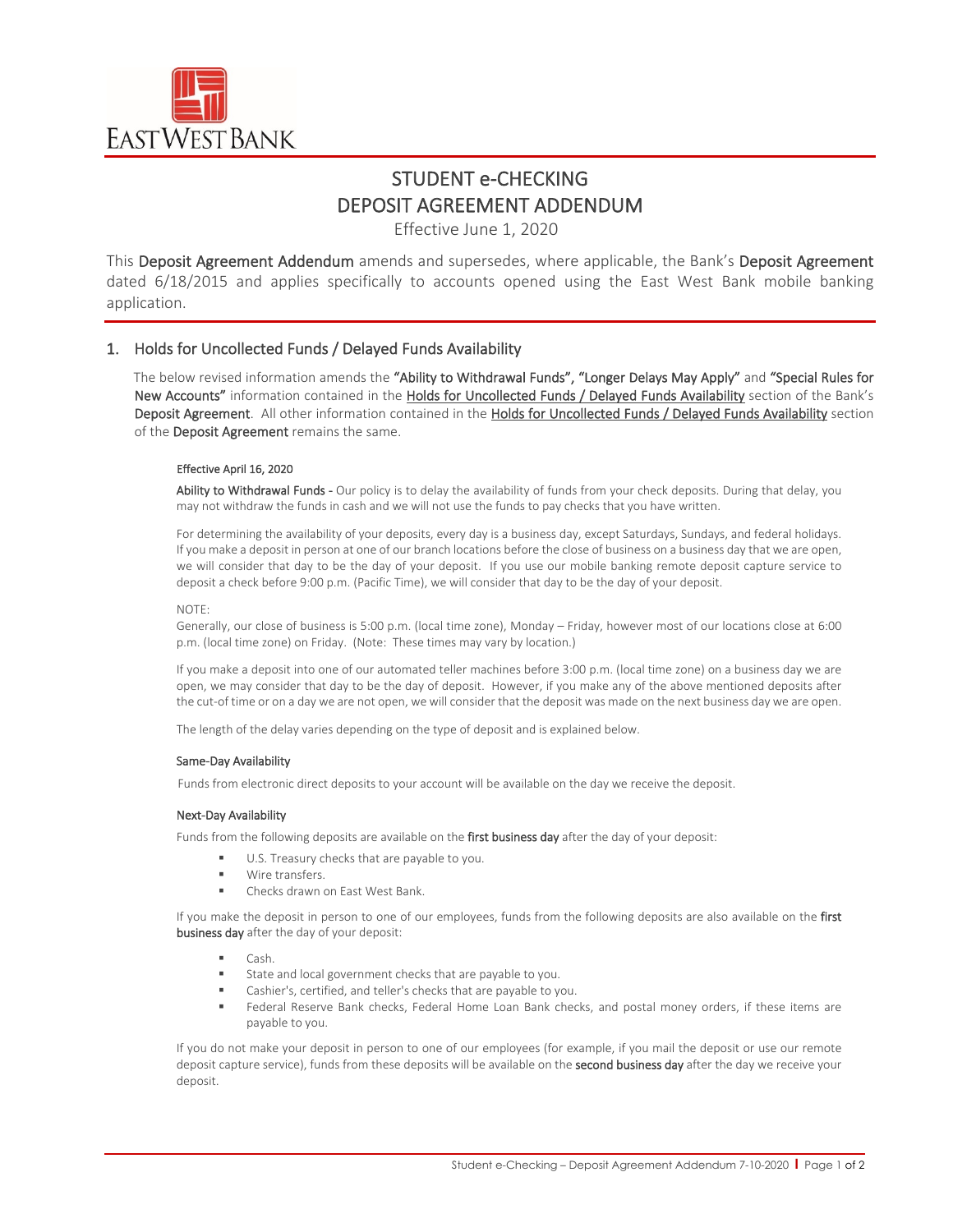EASTWEST BANK

# STUDENT e-CHECKING
# DEPOSIT AGREEMENT ADDENDUM

Effective June 1, 2020

This **Deposit Agreement Addendum** amends and supersedes, where applicable, the Bank's **Deposit Agreement** dated 6/18/2015 and applies specifically to accounts opened using the East West Bank mobile banking application.

## 1. Holds for Uncollected Funds / Delayed Funds Availability

The below revised information amends the **"Ability to Withdrawal Funds", "Longer Delays May Apply"** and **"Special Rules for New Accounts"** information contained in the Holds for Uncollected Funds / Delayed Funds Availability section of the Bank's **Deposit Agreement**. All other information contained in the Holds for Uncollected Funds / Delayed Funds Availability section of the **Deposit Agreement** remains the same.

**Effective April 16, 2020**

**Ability to Withdrawal Funds -** Our policy is to delay the availability of funds from your check deposits. During that delay, you may not withdraw the funds in cash and we will not use the funds to pay checks that you have written.

For determining the availability of your deposits, every day is a business day, except Saturdays, Sundays, and federal holidays. If you make a deposit in person at one of our branch locations before the close of business on a business day that we are open, we will consider that day to be the day of your deposit. If you use our mobile banking remote deposit capture service to deposit a check before 9:00 p.m. (Pacific Time), we will consider that day to be the day of your deposit.

NOTE:
Generally, our close of business is 5:00 p.m. (local time zone), Monday – Friday, however most of our locations close at 6:00 p.m. (local time zone) on Friday. (Note: These times may vary by location.)

If you make a deposit into one of our automated teller machines before 3:00 p.m. (local time zone) on a business day we are open, we may consider that day to be the day of deposit. However, if you make any of the above mentioned deposits after the cut-of time or on a day we are not open, we will consider that the deposit was made on the next business day we are open.

The length of the delay varies depending on the type of deposit and is explained below.

**Same-Day Availability**

Funds from electronic direct deposits to your account will be available on the day we receive the deposit.

**Next-Day Availability**

Funds from the following deposits are available on the **first business day** after the day of your deposit:

- U.S. Treasury checks that are payable to you.
- Wire transfers.
- Checks drawn on East West Bank.

If you make the deposit in person to one of our employees, funds from the following deposits are also available on the **first business day** after the day of your deposit:

- Cash.
- State and local government checks that are payable to you.
- Cashier's, certified, and teller's checks that are payable to you.
- Federal Reserve Bank checks, Federal Home Loan Bank checks, and postal money orders, if these items are payable to you.

If you do not make your deposit in person to one of our employees (for example, if you mail the deposit or use our remote deposit capture service), funds from these deposits will be available on the **second business day** after the day we receive your deposit.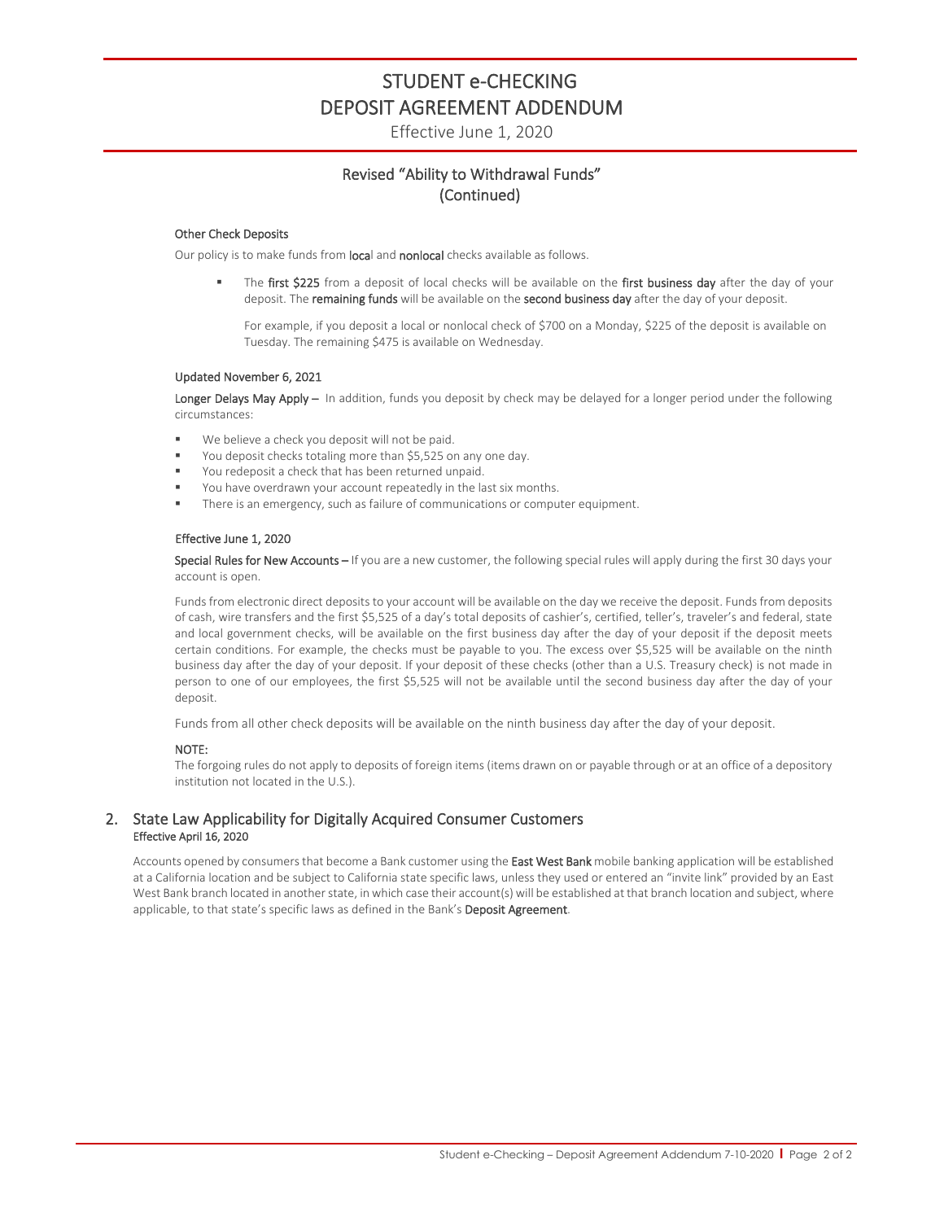# STUDENT e-CHECKING
# DEPOSIT AGREEMENT ADDENDUM

Effective June 1, 2020

## Revised "Ability to Withdrawal Funds" (Continued)

**Other Check Deposits**

Our policy is to make funds from **local** and **nonlocal** checks available as follows.

- The **first $225** from a deposit of local checks will be available on the **first business day** after the day of your deposit. The **remaining funds** will be available on the **second business day** after the day of your deposit.

  For example, if you deposit a local or nonlocal check of $700 on a Monday, $225 of the deposit is available on Tuesday. The remaining $475 is available on Wednesday.

**Updated November 6, 2021**

**Longer Delays May Apply –** In addition, funds you deposit by check may be delayed for a longer period under the following circumstances:

- We believe a check you deposit will not be paid.
- You deposit checks totaling more than $5,525 on any one day.
- You redeposit a check that has been returned unpaid.
- You have overdrawn your account repeatedly in the last six months.
- There is an emergency, such as failure of communications or computer equipment.

**Effective June 1, 2020**

**Special Rules for New Accounts –** If you are a new customer, the following special rules will apply during the first 30 days your account is open.

Funds from electronic direct deposits to your account will be available on the day we receive the deposit. Funds from deposits of cash, wire transfers and the first $5,525 of a day's total deposits of cashier's, certified, teller's, traveler's and federal, state and local government checks, will be available on the first business day after the day of your deposit if the deposit meets certain conditions. For example, the checks must be payable to you. The excess over $5,525 will be available on the ninth business day after the day of your deposit. If your deposit of these checks (other than a U.S. Treasury check) is not made in person to one of our employees, the first $5,525 will not be available until the second business day after the day of your deposit.

Funds from all other check deposits will be available on the ninth business day after the day of your deposit.

NOTE:

The forgoing rules do not apply to deposits of foreign items (items drawn on or payable through or at an office of a depository institution not located in the U.S.).

## 2. State Law Applicability for Digitally Acquired Consumer Customers

**Effective April 16, 2020**

Accounts opened by consumers that become a Bank customer using the **East West Bank** mobile banking application will be established at a California location and be subject to California state specific laws, unless they used or entered an "invite link" provided by an East West Bank branch located in another state, in which case their account(s) will be established at that branch location and subject, where applicable, to that state's specific laws as defined in the Bank's **Deposit Agreement**.